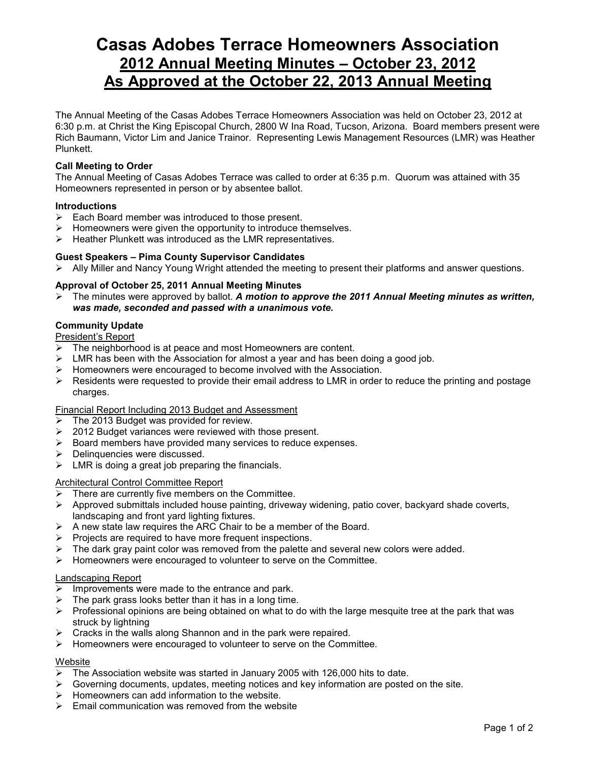# Casas Adobes Terrace Homeowners Association
## 2012 Annual Meeting Minutes – October 23, 2012
## As Approved at the October 22, 2013 Annual Meeting

The Annual Meeting of the Casas Adobes Terrace Homeowners Association was held on October 23, 2012 at 6:30 p.m. at Christ the King Episcopal Church, 2800 W Ina Road, Tucson, Arizona. Board members present were Rich Baumann, Victor Lim and Janice Trainor. Representing Lewis Management Resources (LMR) was Heather Plunkett.

**Call Meeting to Order**

The Annual Meeting of Casas Adobes Terrace was called to order at 6:35 p.m. Quorum was attained with 35 Homeowners represented in person or by absentee ballot.

**Introductions**

- Each Board member was introduced to those present.
- Homeowners were given the opportunity to introduce themselves.
- Heather Plunkett was introduced as the LMR representatives.

**Guest Speakers – Pima County Supervisor Candidates**

- Ally Miller and Nancy Young Wright attended the meeting to present their platforms and answer questions.

**Approval of October 25, 2011 Annual Meeting Minutes**

- The minutes were approved by ballot. ***A motion to approve the 2011 Annual Meeting minutes as written, was made, seconded and passed with a unanimous vote.***

**Community Update**

<u>President's Report</u>

- The neighborhood is at peace and most Homeowners are content.
- LMR has been with the Association for almost a year and has been doing a good job.
- Homeowners were encouraged to become involved with the Association.
- Residents were requested to provide their email address to LMR in order to reduce the printing and postage charges.

<u>Financial Report Including 2013 Budget and Assessment</u>

- The 2013 Budget was provided for review.
- 2012 Budget variances were reviewed with those present.
- Board members have provided many services to reduce expenses.
- Delinquencies were discussed.
- LMR is doing a great job preparing the financials.

<u>Architectural Control Committee Report</u>

- There are currently five members on the Committee.
- Approved submittals included house painting, driveway widening, patio cover, backyard shade coverts, landscaping and front yard lighting fixtures.
- A new state law requires the ARC Chair to be a member of the Board.
- Projects are required to have more frequent inspections.
- The dark gray paint color was removed from the palette and several new colors were added.
- Homeowners were encouraged to volunteer to serve on the Committee.

<u>Landscaping Report</u>

- Improvements were made to the entrance and park.
- The park grass looks better than it has in a long time.
- Professional opinions are being obtained on what to do with the large mesquite tree at the park that was struck by lightning
- Cracks in the walls along Shannon and in the park were repaired.
- Homeowners were encouraged to volunteer to serve on the Committee.

<u>Website</u>

- The Association website was started in January 2005 with 126,000 hits to date.
- Governing documents, updates, meeting notices and key information are posted on the site.
- Homeowners can add information to the website.
- Email communication was removed from the website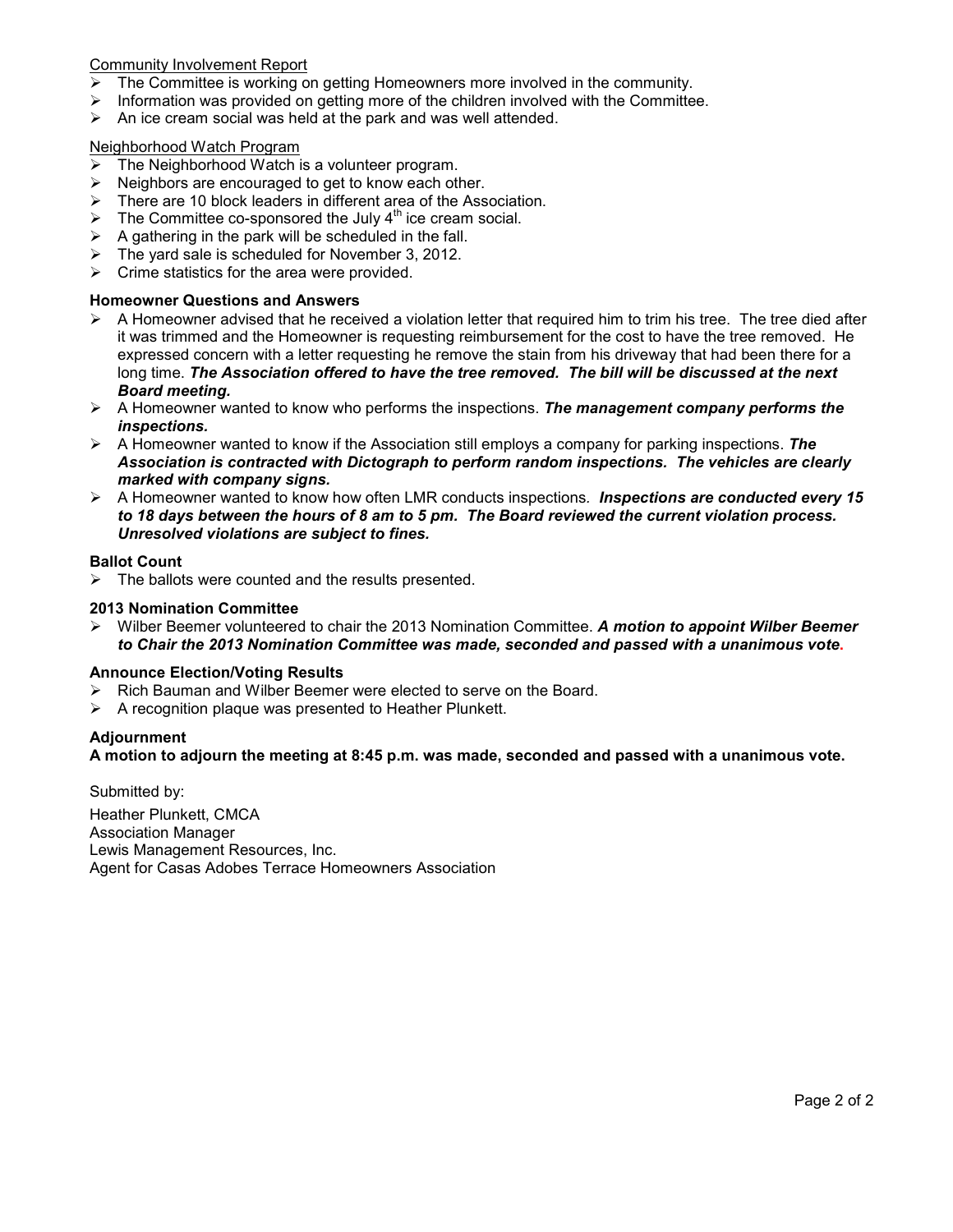Community Involvement Report

- The Committee is working on getting Homeowners more involved in the community.
- Information was provided on getting more of the children involved with the Committee.
- An ice cream social was held at the park and was well attended.

Neighborhood Watch Program

- The Neighborhood Watch is a volunteer program.
- Neighbors are encouraged to get to know each other.
- There are 10 block leaders in different area of the Association.
- The Committee co-sponsored the July 4th ice cream social.
- A gathering in the park will be scheduled in the fall.
- The yard sale is scheduled for November 3, 2012.
- Crime statistics for the area were provided.

**Homeowner Questions and Answers**

- A Homeowner advised that he received a violation letter that required him to trim his tree. The tree died after it was trimmed and the Homeowner is requesting reimbursement for the cost to have the tree removed. He expressed concern with a letter requesting he remove the stain from his driveway that had been there for a long time. ***The Association offered to have the tree removed. The bill will be discussed at the next Board meeting.***
- A Homeowner wanted to know who performs the inspections. ***The management company performs the inspections.***
- A Homeowner wanted to know if the Association still employs a company for parking inspections. ***The Association is contracted with Dictograph to perform random inspections. The vehicles are clearly marked with company signs.***
- A Homeowner wanted to know how often LMR conducts inspections. ***Inspections are conducted every 15 to 18 days between the hours of 8 am to 5 pm. The Board reviewed the current violation process. Unresolved violations are subject to fines.***

**Ballot Count**

- The ballots were counted and the results presented.

**2013 Nomination Committee**

- Wilber Beemer volunteered to chair the 2013 Nomination Committee. ***A motion to appoint Wilber Beemer to Chair the 2013 Nomination Committee was made, seconded and passed with a unanimous vote.***

**Announce Election/Voting Results**

- Rich Bauman and Wilber Beemer were elected to serve on the Board.
- A recognition plaque was presented to Heather Plunkett.

**Adjournment**

**A motion to adjourn the meeting at 8:45 p.m. was made, seconded and passed with a unanimous vote.**

Submitted by:

Heather Plunkett, CMCA
Association Manager
Lewis Management Resources, Inc.
Agent for Casas Adobes Terrace Homeowners Association